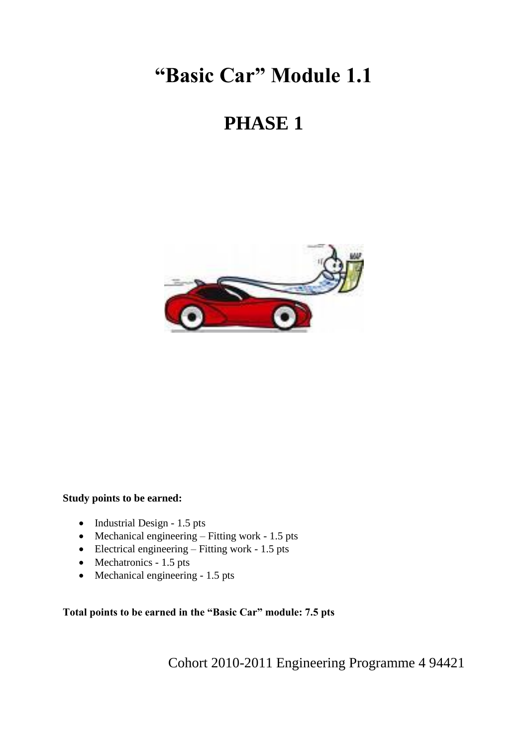# "Basic Car" Module 1.1

# PHASE 1

**Study points to be earned:**

- Industrial Design - 1.5 pts
- Mechanical engineering – Fitting work - 1.5 pts
- Electrical engineering – Fitting work - 1.5 pts
- Mechatronics - 1.5 pts
- Mechanical engineering - 1.5 pts

**Total points to be earned in the "Basic Car" module: 7.5 pts**

Cohort 2010-2011 Engineering Programme 4 94421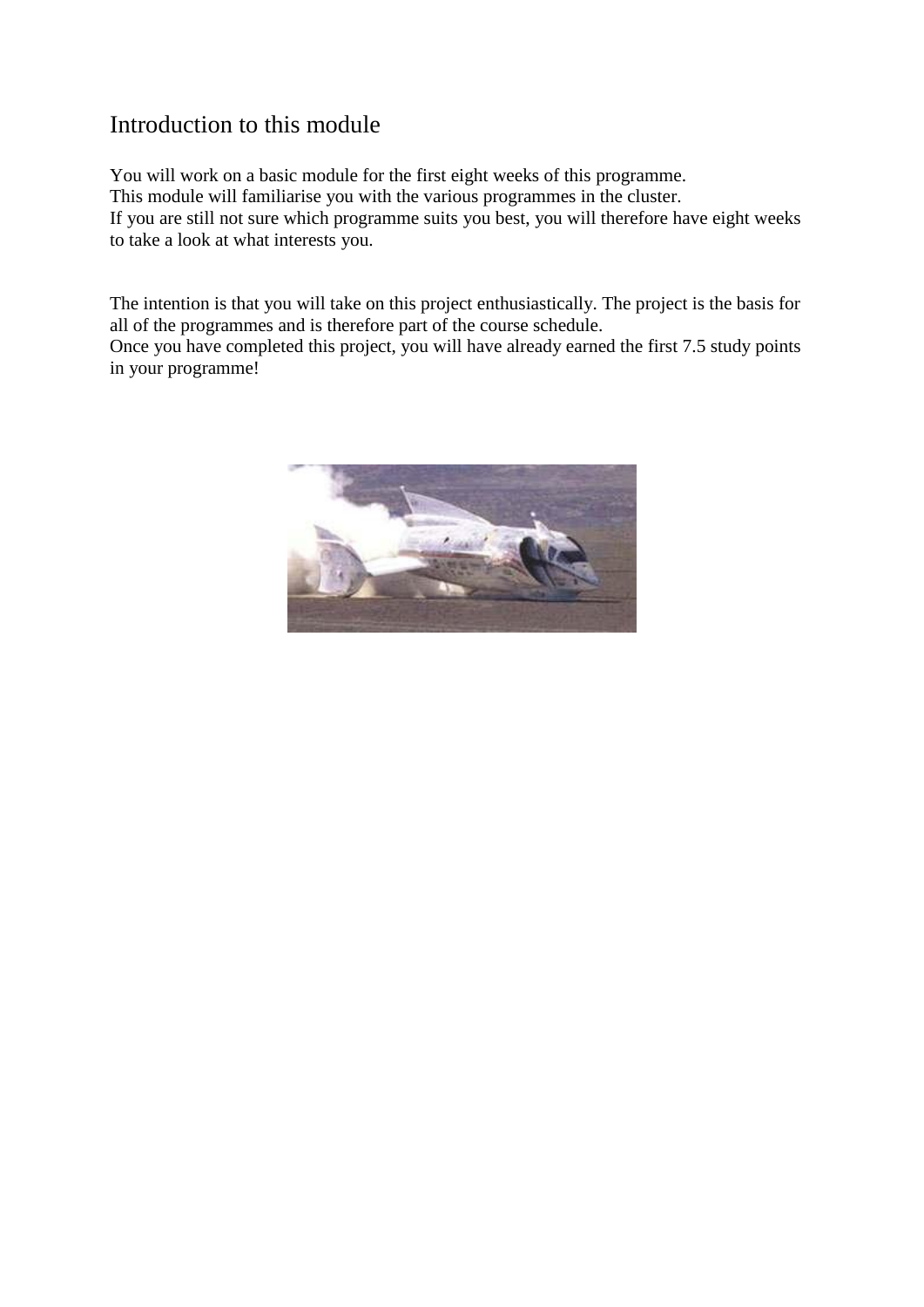# Introduction to this module

You will work on a basic module for the first eight weeks of this programme.
This module will familiarise you with the various programmes in the cluster.
If you are still not sure which programme suits you best, you will therefore have eight weeks to take a look at what interests you.

The intention is that you will take on this project enthusiastically. The project is the basis for all of the programmes and is therefore part of the course schedule.
Once you have completed this project, you will have already earned the first 7.5 study points in your programme!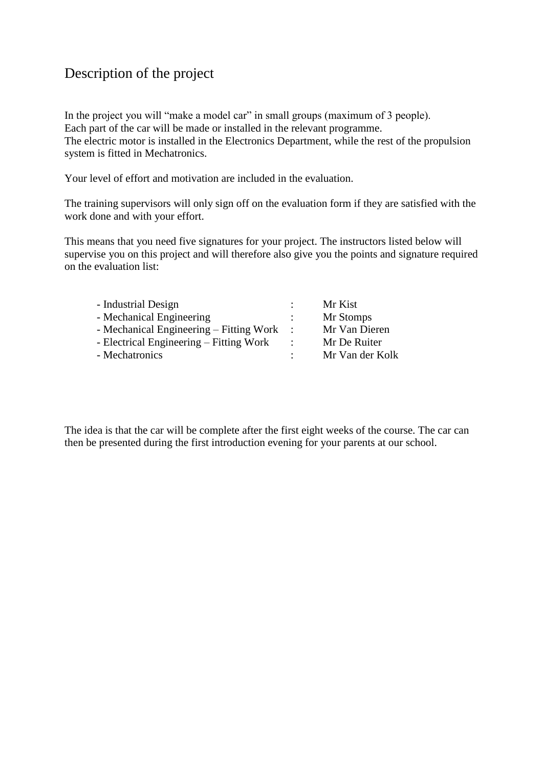# Description of the project

In the project you will "make a model car" in small groups (maximum of 3 people).
Each part of the car will be made or installed in the relevant programme.
The electric motor is installed in the Electronics Department, while the rest of the propulsion system is fitted in Mechatronics.

Your level of effort and motivation are included in the evaluation.

The training supervisors will only sign off on the evaluation form if they are satisfied with the work done and with your effort.

This means that you need five signatures for your project. The instructors listed below will supervise you on this project and will therefore also give you the points and signature required on the evaluation list:

- Industrial Design : Mr Kist
- Mechanical Engineering : Mr Stomps
- Mechanical Engineering – Fitting Work : Mr Van Dieren
- Electrical Engineering – Fitting Work : Mr De Ruiter
- Mechatronics : Mr Van der Kolk

The idea is that the car will be complete after the first eight weeks of the course. The car can then be presented during the first introduction evening for your parents at our school.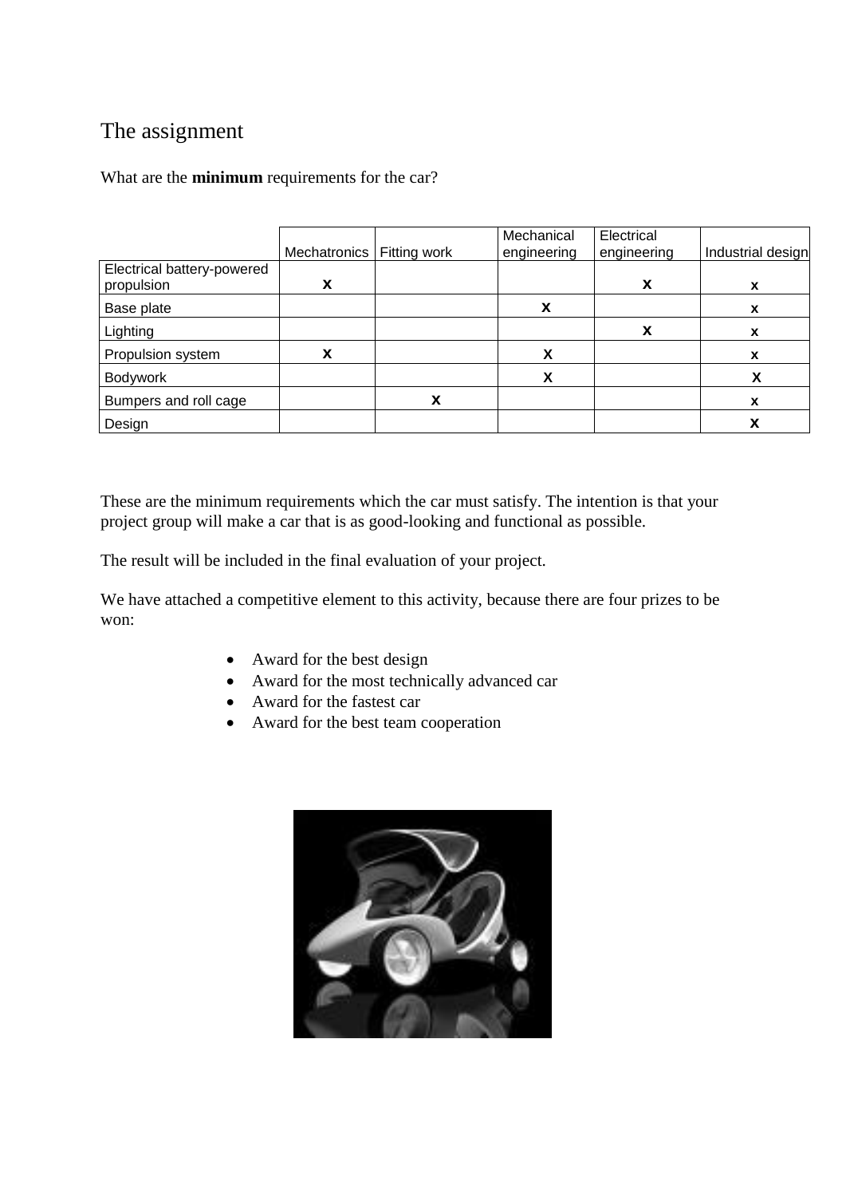# The assignment

What are the **minimum** requirements for the car?

| | Mechatronics | Fitting work | Mechanical engineering | Electrical engineering | Industrial design |
|---|---|---|---|---|---|
| Electrical battery-powered propulsion | X | | | X | x |
| Base plate | | | X | | x |
| Lighting | | | | X | x |
| Propulsion system | X | | X | | x |
| Bodywork | | | X | | X |
| Bumpers and roll cage | | X | | | x |
| Design | | | | | X |

These are the minimum requirements which the car must satisfy. The intention is that your project group will make a car that is as good-looking and functional as possible.

The result will be included in the final evaluation of your project.

We have attached a competitive element to this activity, because there are four prizes to be won:

- Award for the best design
- Award for the most technically advanced car
- Award for the fastest car
- Award for the best team cooperation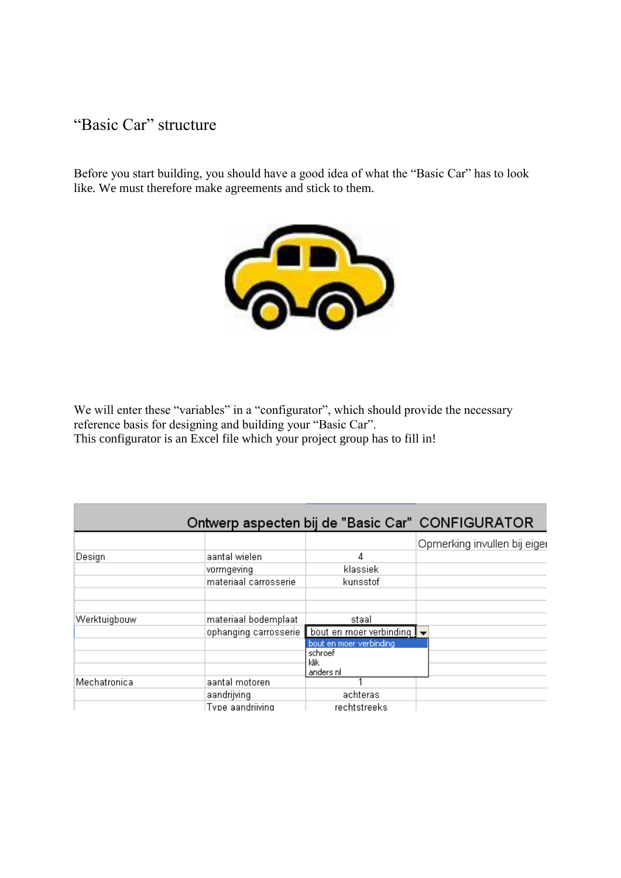# “Basic Car” structure

Before you start building, you should have a good idea of what the “Basic Car” has to look like. We must therefore make agreements and stick to them.

We will enter these “variables” in a “configurator”, which should provide the necessary reference basis for designing and building your “Basic Car”.
This configurator is an Excel file which your project group has to fill in!

| Ontwerp aspecten bij de "Basic Car" CONFIGURATOR | | | |
|---|---|---|---|
| | | | Opmerking invullen bij eige |
| Design | aantal wielen | 4 | |
| | vormgeving | klassiek | |
| | materiaal carrosserie | kunsstof | |
| | | | |
| | | | |
| Werktuigbouw | materiaal bodemplaat | staal | |
| | ophanging carrosserie | bout en moer verbinding | |
| | | bout en moer verbinding | |
| | | schroef | |
| | | klik | |
| | | anders nl | |
| Mechatronica | aantal motoren | 1 | |
| | aandrijving | achteras | |
| | Type aandrijving | rechtstreeks | |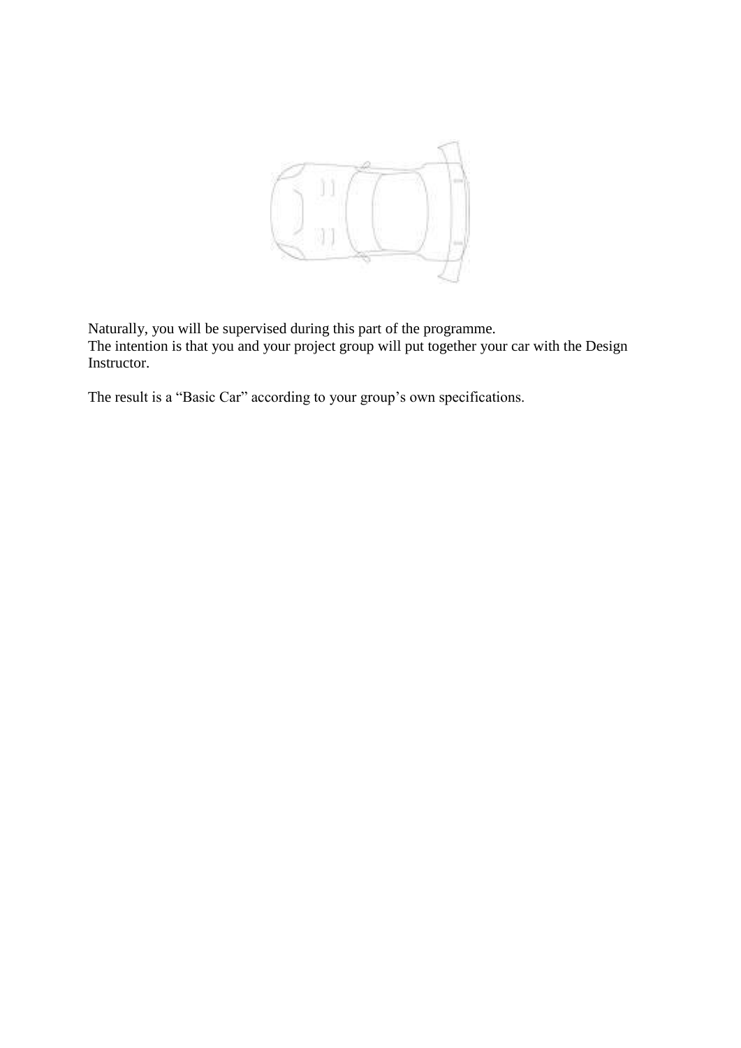Naturally, you will be supervised during this part of the programme.
The intention is that you and your project group will put together your car with the Design Instructor.

The result is a "Basic Car" according to your group's own specifications.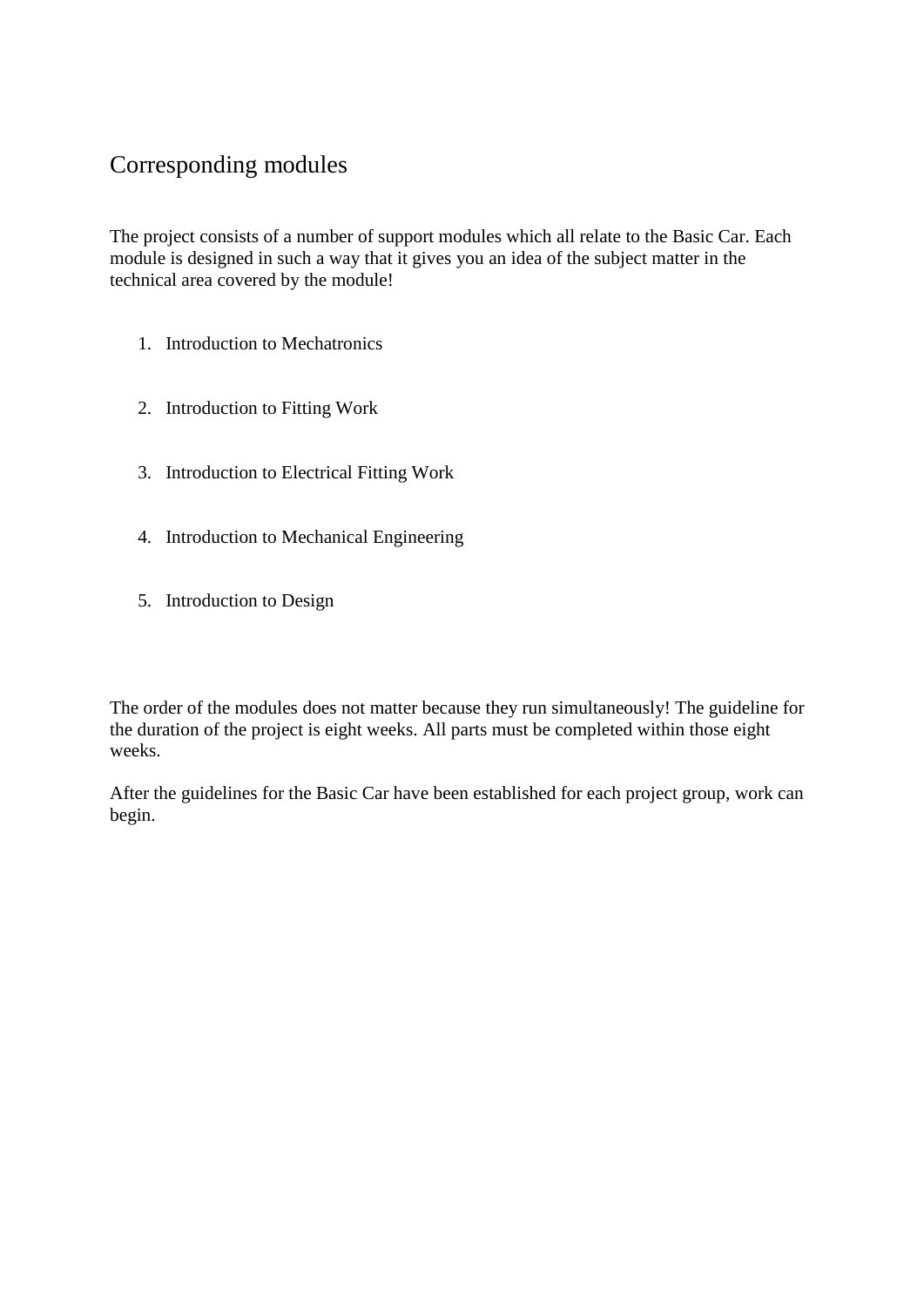# Corresponding modules

The project consists of a number of support modules which all relate to the Basic Car. Each module is designed in such a way that it gives you an idea of the subject matter in the technical area covered by the module!

1. Introduction to Mechatronics
2. Introduction to Fitting Work
3. Introduction to Electrical Fitting Work
4. Introduction to Mechanical Engineering
5. Introduction to Design

The order of the modules does not matter because they run simultaneously! The guideline for the duration of the project is eight weeks. All parts must be completed within those eight weeks.

After the guidelines for the Basic Car have been established for each project group, work can begin.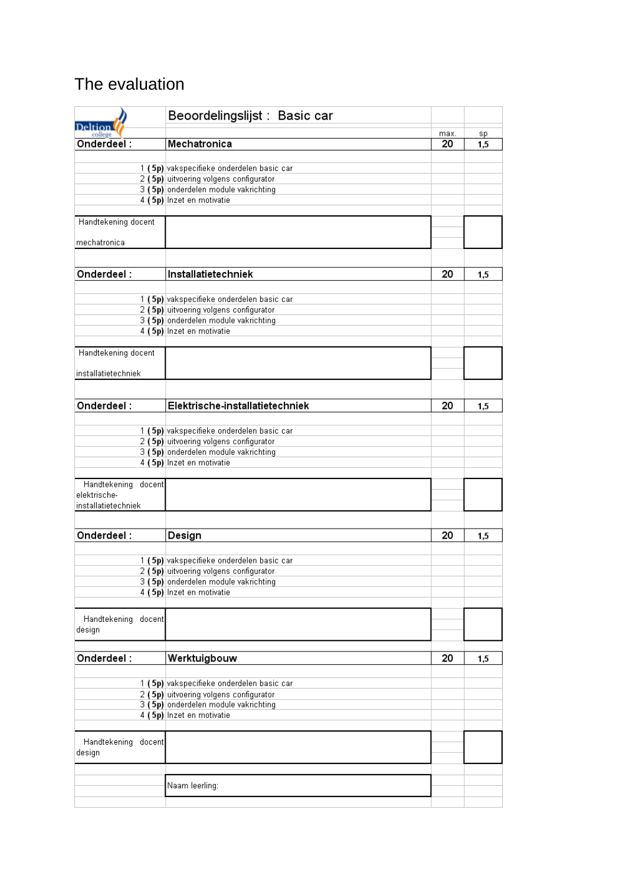# The evaluation

| Deltion college | Beoordelingslijst : Basic car | max. | sp |
|---|---|---|---|
| **Onderdeel :** | **Mechatronica** | **20** | **1,5** |
| | | | |
| 1 **(5p)** | vakspecifieke onderdelen basic car | | |
| 2 **(5p)** | uitvoering volgens configurator | | |
| 3 **(5p)** | onderdelen module vakrichting | | |
| 4 **(5p)** | Inzet en motivatie | | |
| | | | |
| Handtekening docent mechatronica | | | |
| | | | |
| **Onderdeel :** | **Installatietechniek** | **20** | **1,5** |
| | | | |
| 1 **(5p)** | vakspecifieke onderdelen basic car | | |
| 2 **(5p)** | uitvoering volgens configurator | | |
| 3 **(5p)** | onderdelen module vakrichting | | |
| 4 **(5p)** | Inzet en motivatie | | |
| | | | |
| Handtekening docent installatietechniek | | | |
| | | | |
| **Onderdeel :** | **Elektrische-installatietechniek** | **20** | **1,5** |
| | | | |
| 1 **(5p)** | vakspecifieke onderdelen basic car | | |
| 2 **(5p)** | uitvoering volgens configurator | | |
| 3 **(5p)** | onderdelen module vakrichting | | |
| 4 **(5p)** | Inzet en motivatie | | |
| | | | |
| Handtekening docent elektrische-installatietechniek | | | |
| | | | |
| **Onderdeel :** | **Design** | **20** | **1,5** |
| | | | |
| 1 **(5p)** | vakspecifieke onderdelen basic car | | |
| 2 **(5p)** | uitvoering volgens configurator | | |
| 3 **(5p)** | onderdelen module vakrichting | | |
| 4 **(5p)** | Inzet en motivatie | | |
| | | | |
| Handtekening docent design | | | |
| | | | |
| **Onderdeel :** | **Werktuigbouw** | **20** | **1,5** |
| | | | |
| 1 **(5p)** | vakspecifieke onderdelen basic car | | |
| 2 **(5p)** | uitvoering volgens configurator | | |
| 3 **(5p)** | onderdelen module vakrichting | | |
| 4 **(5p)** | Inzet en motivatie | | |
| | | | |
| Handtekening docent design | | | |
| | | | |
| | Naam leerling: | | |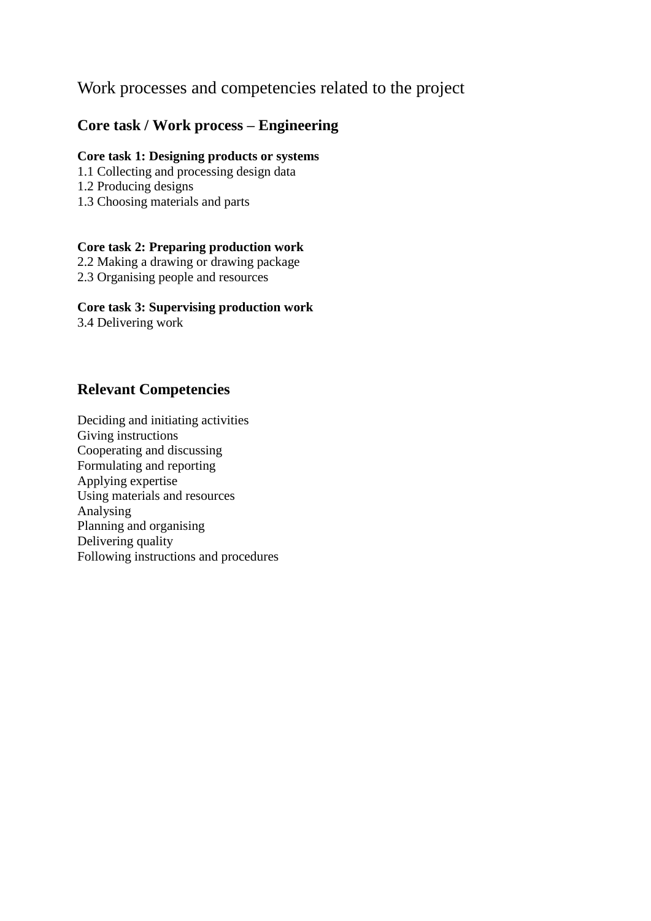# Work processes and competencies related to the project

## Core task / Work process – Engineering

**Core task 1: Designing products or systems**
1.1 Collecting and processing design data
1.2 Producing designs
1.3 Choosing materials and parts

**Core task 2: Preparing production work**
2.2 Making a drawing or drawing package
2.3 Organising people and resources

**Core task 3: Supervising production work**
3.4 Delivering work

## Relevant Competencies

Deciding and initiating activities
Giving instructions
Cooperating and discussing
Formulating and reporting
Applying expertise
Using materials and resources
Analysing
Planning and organising
Delivering quality
Following instructions and procedures